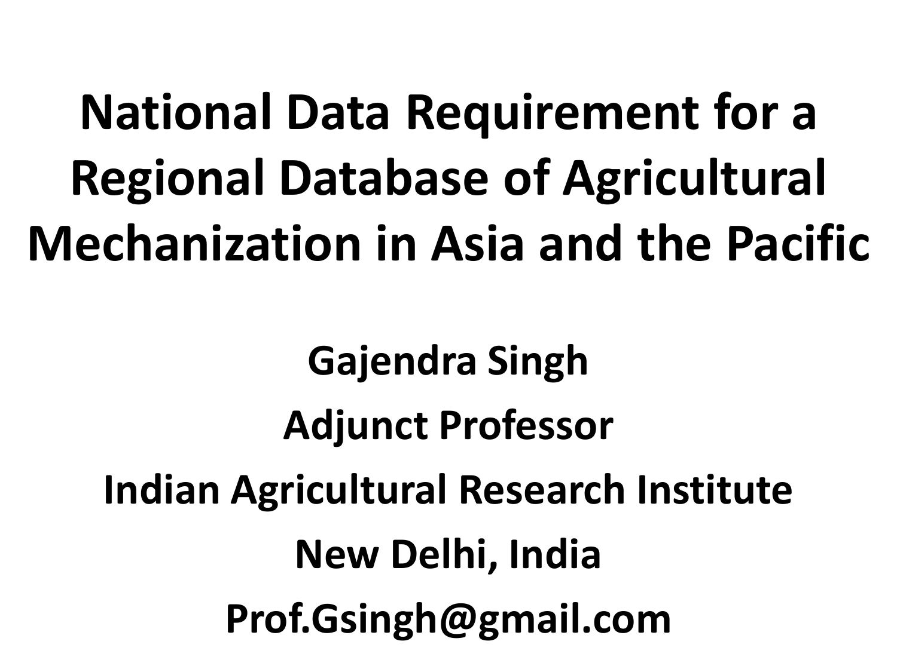# National Data Requirement for a Regional Database of Agricultural Mechanization in Asia and the Pacific

**Gajendra Singh**

**Adjunct Professor**

**Indian Agricultural Research Institute**

**New Delhi, India**

**Prof.Gsingh@gmail.com**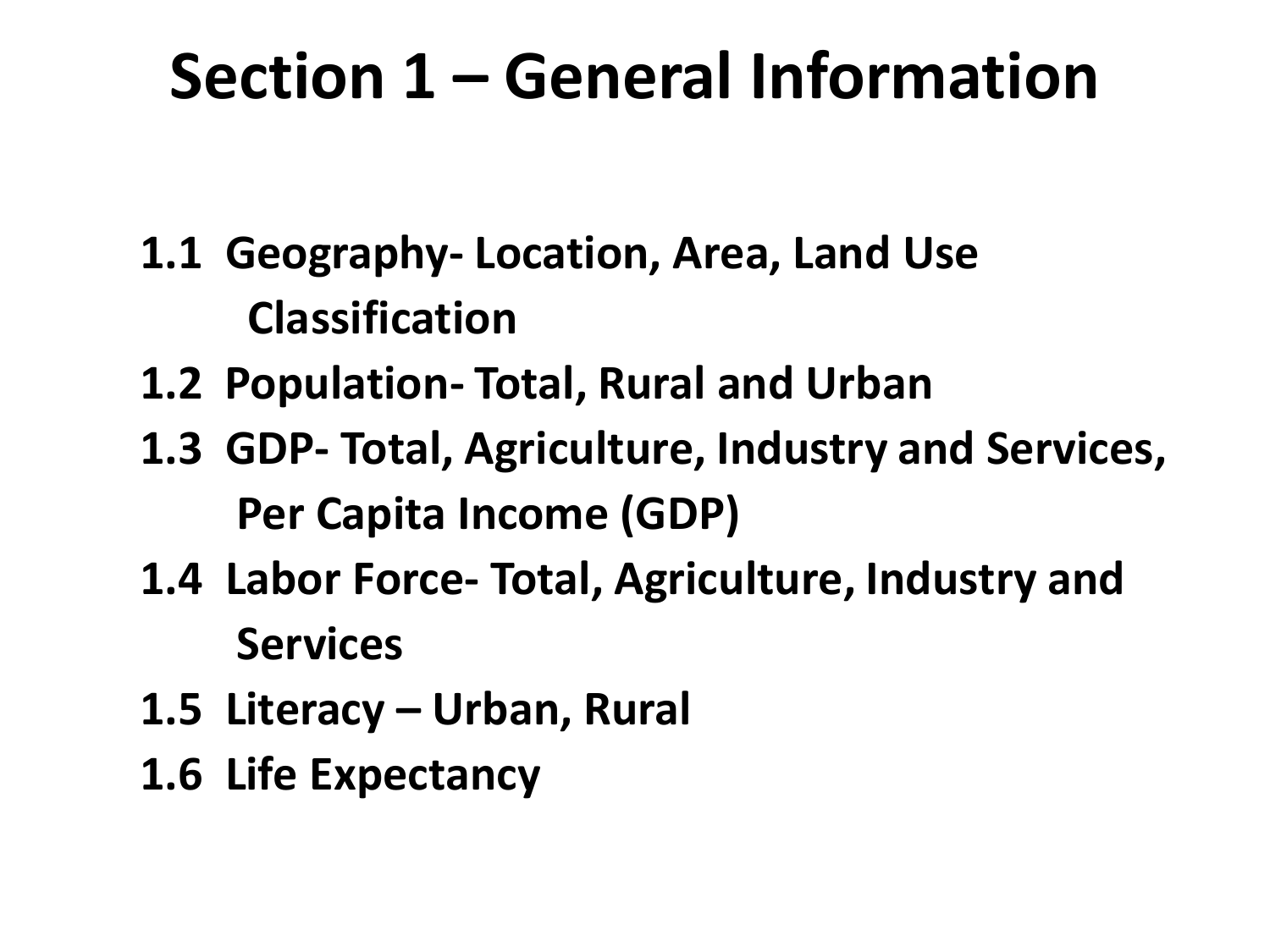# Section 1 – General Information

**1.1 Geography- Location, Area, Land Use Classification**

**1.2 Population- Total, Rural and Urban**

**1.3 GDP- Total, Agriculture, Industry and Services, Per Capita Income (GDP)**

**1.4 Labor Force- Total, Agriculture, Industry and Services**

**1.5 Literacy – Urban, Rural**

**1.6 Life Expectancy**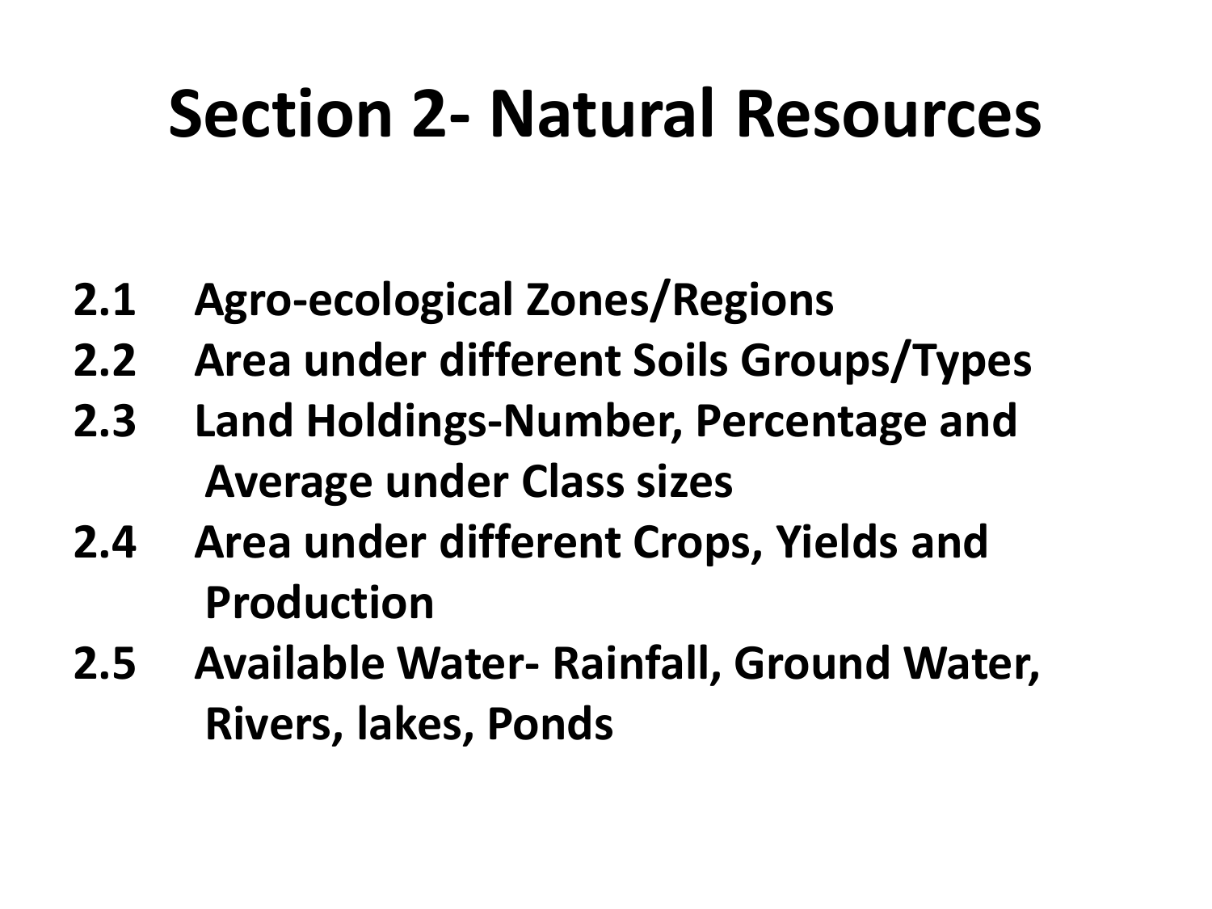# Section 2- Natural Resources

- **2.1 Agro-ecological Zones/Regions**
- **2.2 Area under different Soils Groups/Types**
- **2.3 Land Holdings-Number, Percentage and Average under Class sizes**
- **2.4 Area under different Crops, Yields and Production**
- **2.5 Available Water- Rainfall, Ground Water, Rivers, lakes, Ponds**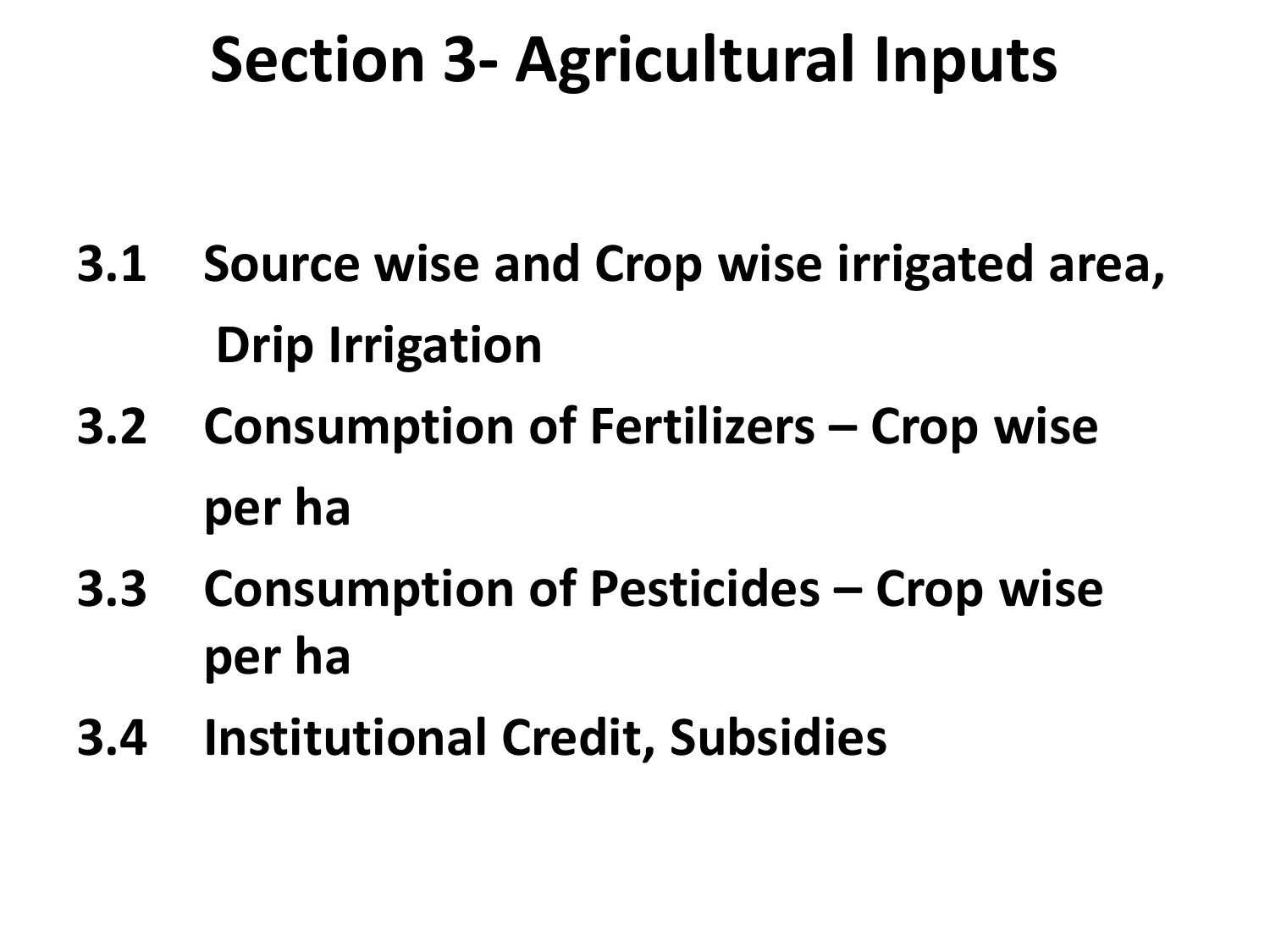# Section 3- Agricultural Inputs

- **3.1 Source wise and Crop wise irrigated area, Drip Irrigation**
- **3.2 Consumption of Fertilizers – Crop wise per ha**
- **3.3 Consumption of Pesticides – Crop wise per ha**
- **3.4 Institutional Credit, Subsidies**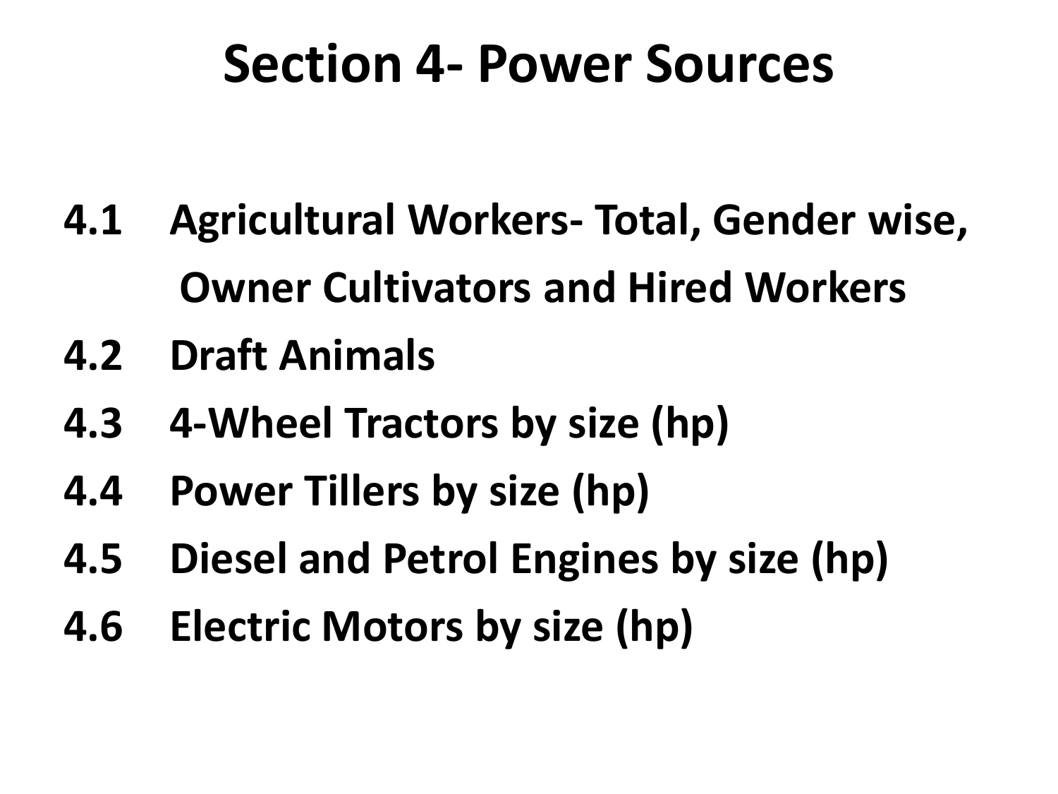# Section 4- Power Sources

- **4.1 Agricultural Workers- Total, Gender wise, Owner Cultivators and Hired Workers**
- **4.2 Draft Animals**
- **4.3 4-Wheel Tractors by size (hp)**
- **4.4 Power Tillers by size (hp)**
- **4.5 Diesel and Petrol Engines by size (hp)**
- **4.6 Electric Motors by size (hp)**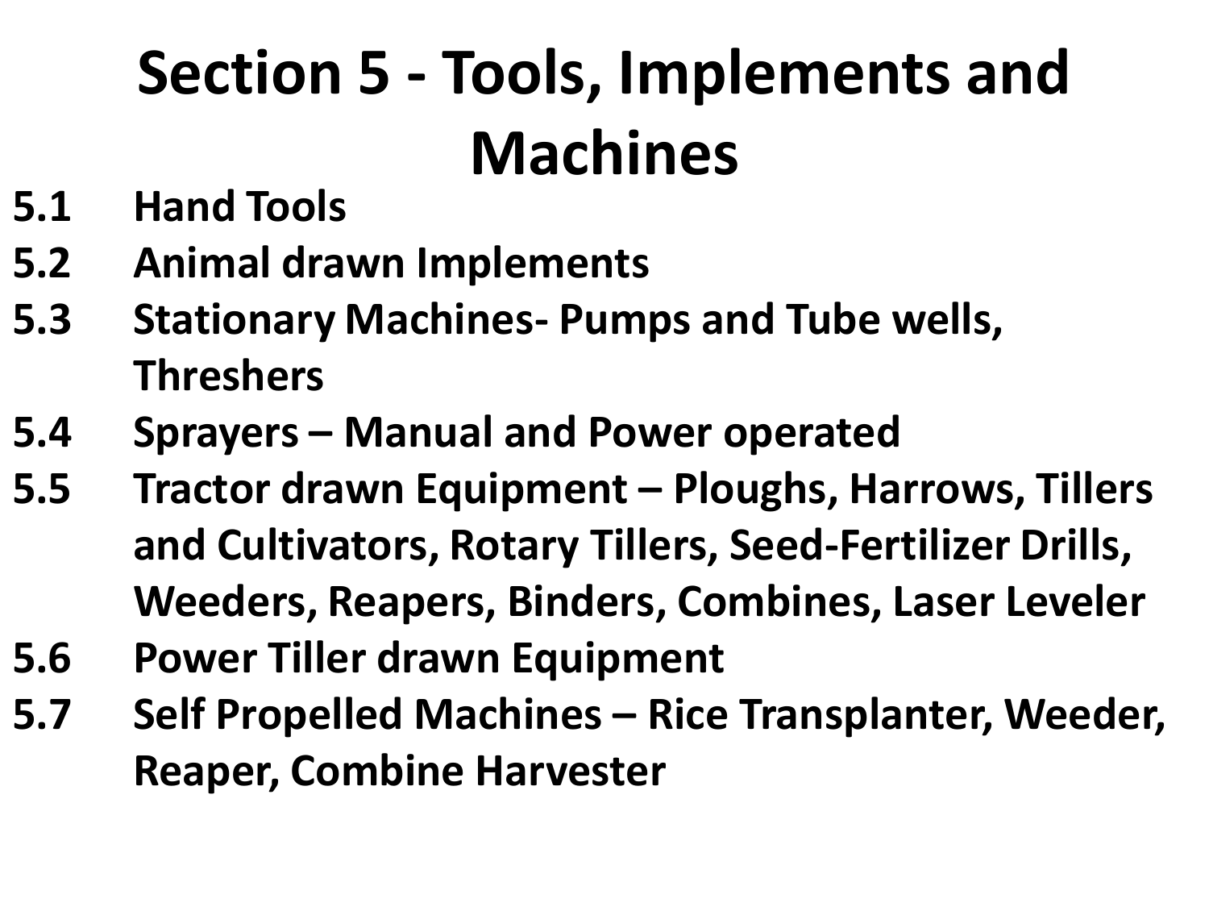# Section 5 - Tools, Implements and Machines

**5.1 Hand Tools**

**5.2 Animal drawn Implements**

**5.3 Stationary Machines- Pumps and Tube wells, Threshers**

**5.4 Sprayers – Manual and Power operated**

**5.5 Tractor drawn Equipment – Ploughs, Harrows, Tillers and Cultivators, Rotary Tillers, Seed-Fertilizer Drills, Weeders, Reapers, Binders, Combines, Laser Leveler**

**5.6 Power Tiller drawn Equipment**

**5.7 Self Propelled Machines – Rice Transplanter, Weeder, Reaper, Combine Harvester**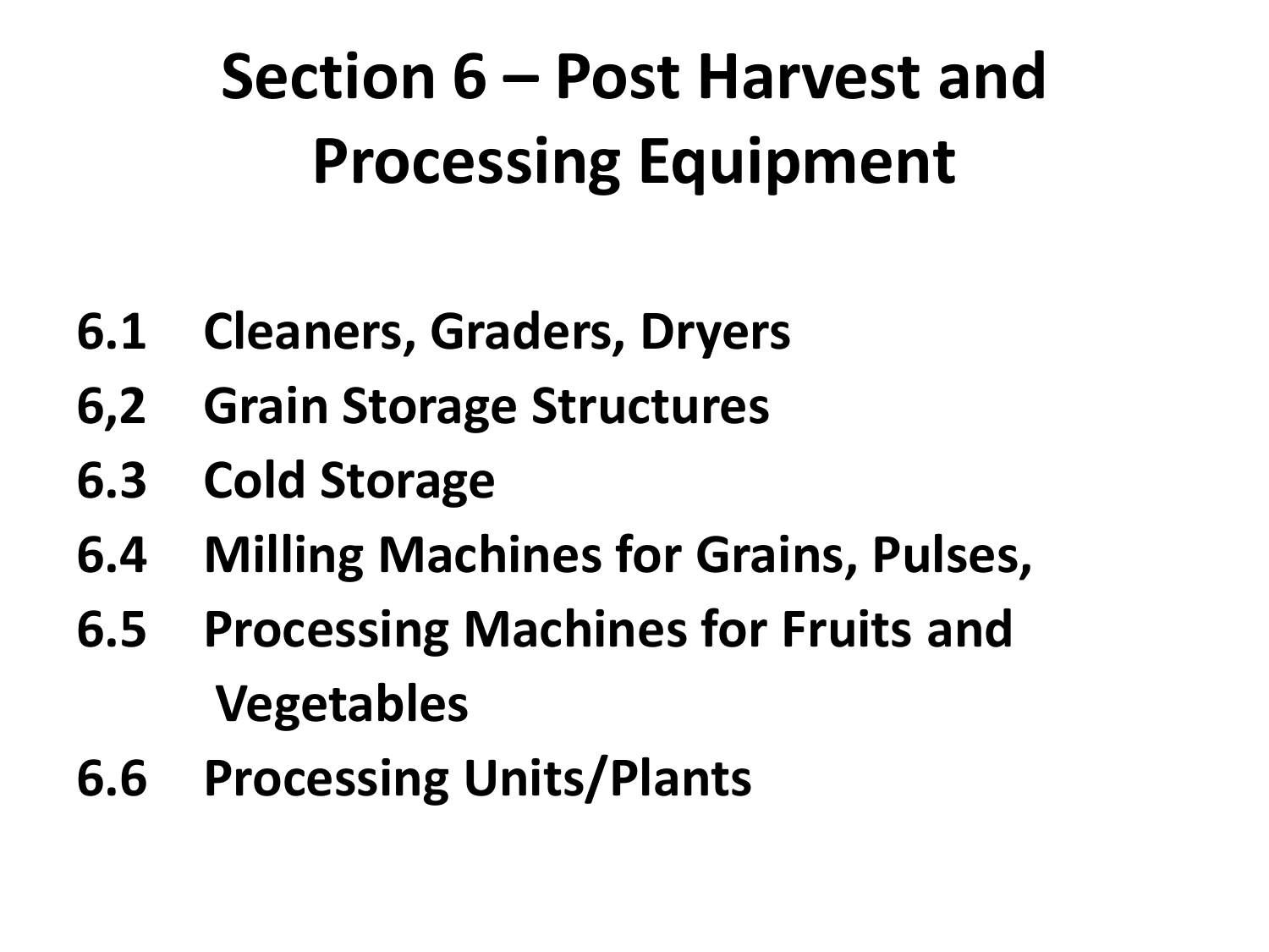# Section 6 – Post Harvest and Processing Equipment

- 6.1 Cleaners, Graders, Dryers
- 6,2 Grain Storage Structures
- 6.3 Cold Storage
- 6.4 Milling Machines for Grains, Pulses,
- 6.5 Processing Machines for Fruits and Vegetables
- 6.6 Processing Units/Plants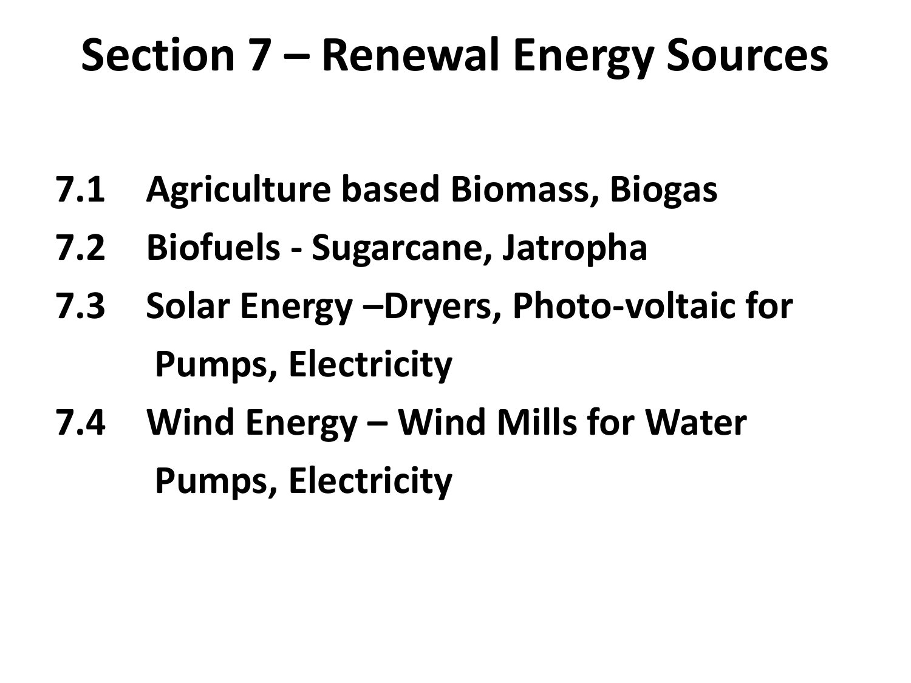# Section 7 – Renewal Energy Sources

- **7.1 Agriculture based Biomass, Biogas**
- **7.2 Biofuels - Sugarcane, Jatropha**
- **7.3 Solar Energy –Dryers, Photo-voltaic for Pumps, Electricity**
- **7.4 Wind Energy – Wind Mills for Water Pumps, Electricity**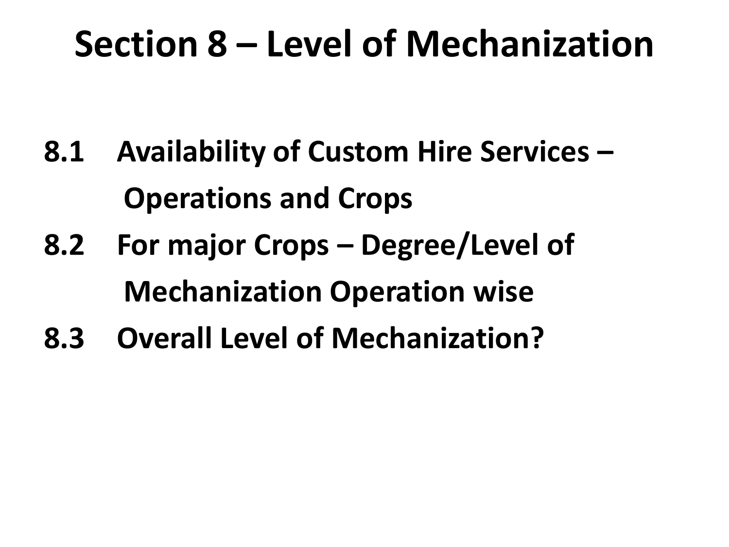# Section 8 – Level of Mechanization

**8.1 Availability of Custom Hire Services – Operations and Crops**

**8.2 For major Crops – Degree/Level of Mechanization Operation wise**

**8.3 Overall Level of Mechanization?**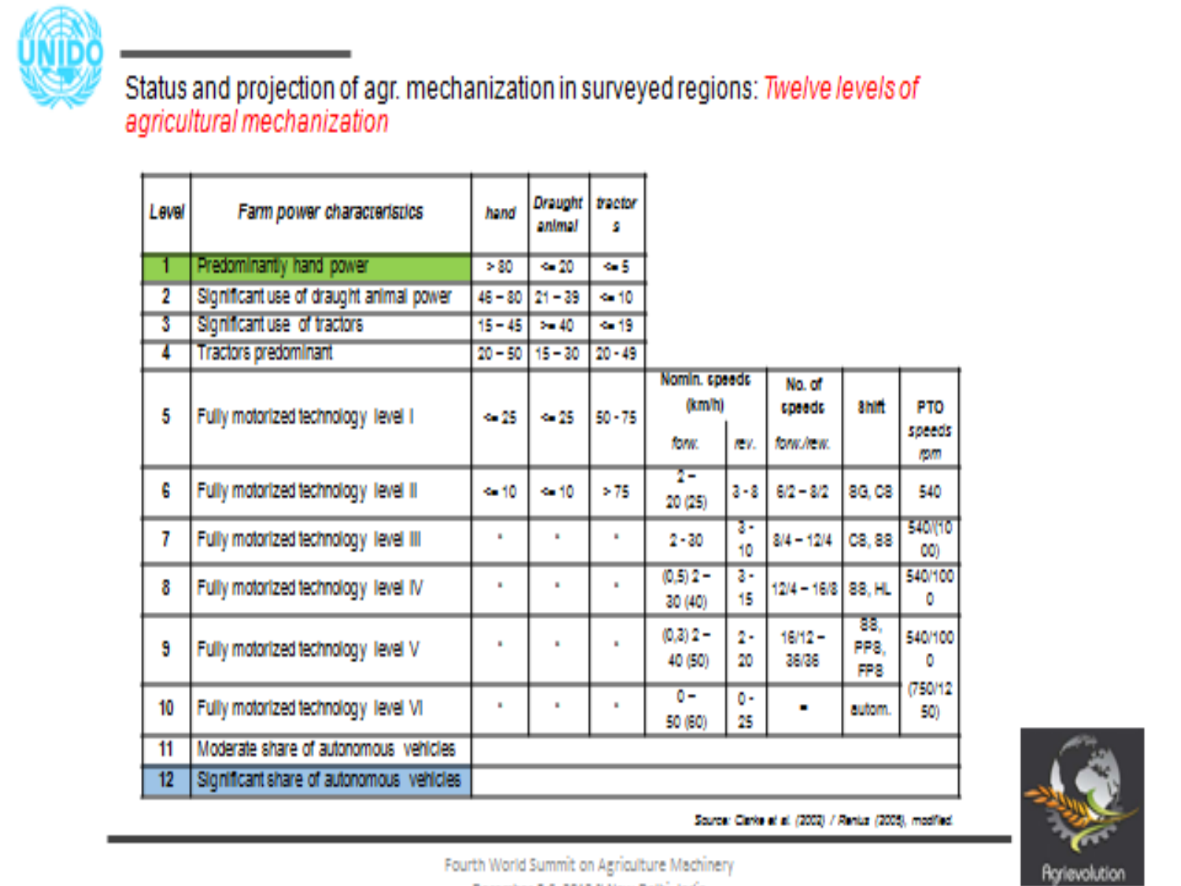## Status and projection of agr. mechanization in surveyed regions: *Twelve levels of agricultural mechanization*

| Level | Farm power characteristics | hand | Draught animal | tractors | Nomin. speeds (km/h) forw. | Nomin. speeds (km/h) rev. | No. of speeds forw./rew. | Shift | PTO speeds rpm |
|---|---|---|---|---|---|---|---|---|---|
| 1 | Predominantly hand power | > 80 | <= 20 | <= 5 | | | | | |
| 2 | Significant use of draught animal power | 46 – 80 | 21 – 39 | <= 10 | | | | | |
| 3 | Significant use of tractors | 15 – 45 | >= 40 | <= 19 | | | | | |
| 4 | Tractors predominant | 20 – 50 | 15 – 30 | 20 - 49 | | | | | |
| 5 | Fully motorized technology level I | <= 25 | <= 25 | 50 - 75 | | | | | |
| 6 | Fully motorized technology level II | <= 10 | <= 10 | > 75 | 2 – 20 (25) | 3 - 8 | 6/2 – 8/2 | SG, CS | 540 |
| 7 | Fully motorized technology level III | - | - | - | 2 - 30 | 3 - 10 | 8/4 – 12/4 | CS, SS | 540/(1000) |
| 8 | Fully motorized technology level IV | - | - | - | (0,5) 2 – 30 (40) | 3 - 15 | 12/4 – 16/8 | SS, HL | 540/1000 |
| 9 | Fully motorized technology level V | - | - | - | (0,3) 2 – 40 (50) | 2 - 20 | 16/12 – 36/36 | SS, PPS, FPS | 540/1000 |
| 10 | Fully motorized technology level VI | - | - | - | 0 – 50 (60) | 0 - 25 | - | autom. | (750/1250) |
| 11 | Moderate share of autonomous vehicles | | | | | | | | |
| 12 | Significant share of autonomous vehicles | | | | | | | | |

*Source: Clarke et al. (2003) / Renius (2005), modified*

Fourth World Summit on Agriculture Machinery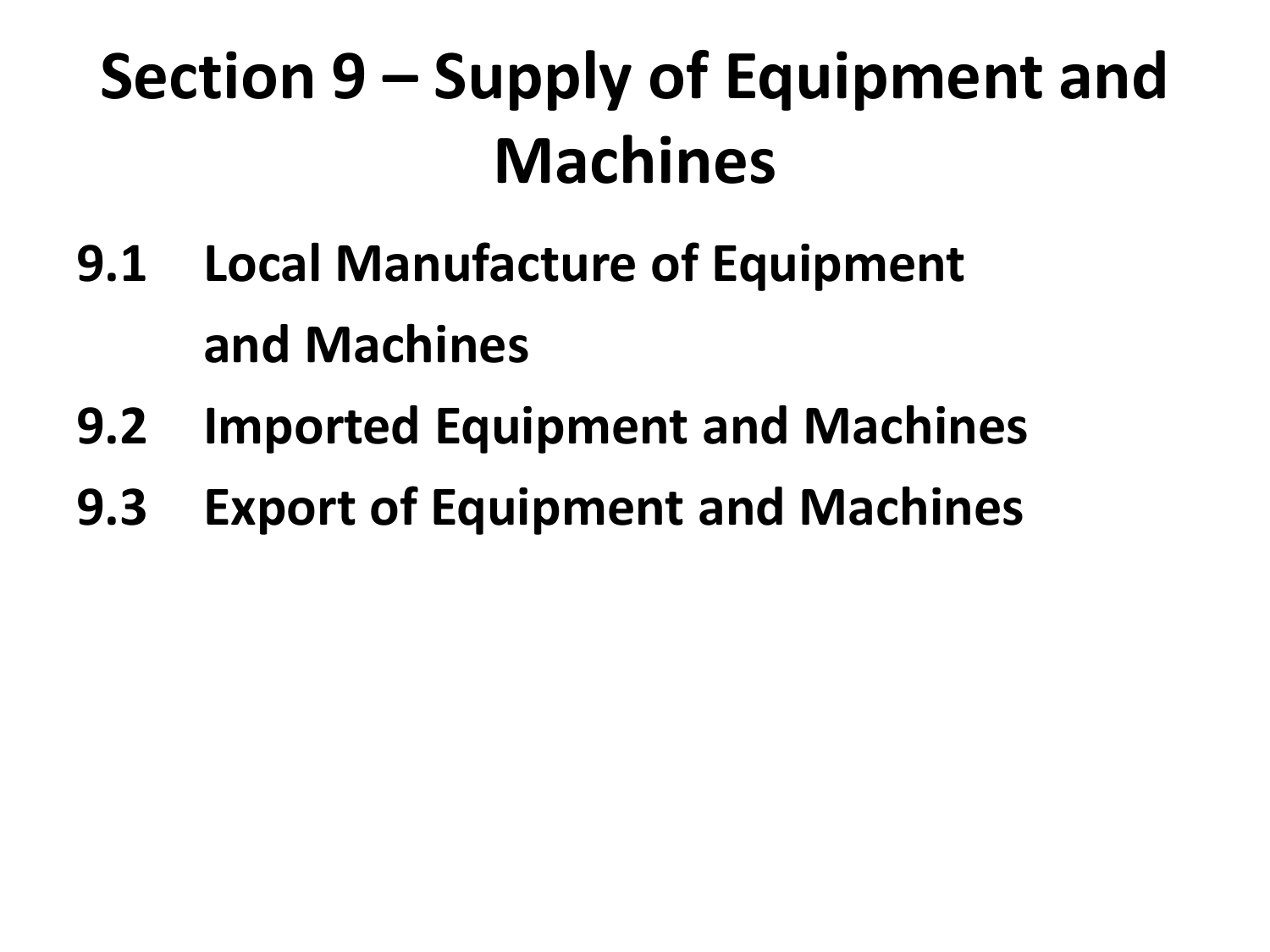# Section 9 – Supply of Equipment and Machines

**9.1 Local Manufacture of Equipment and Machines**

**9.2 Imported Equipment and Machines**

**9.3 Export of Equipment and Machines**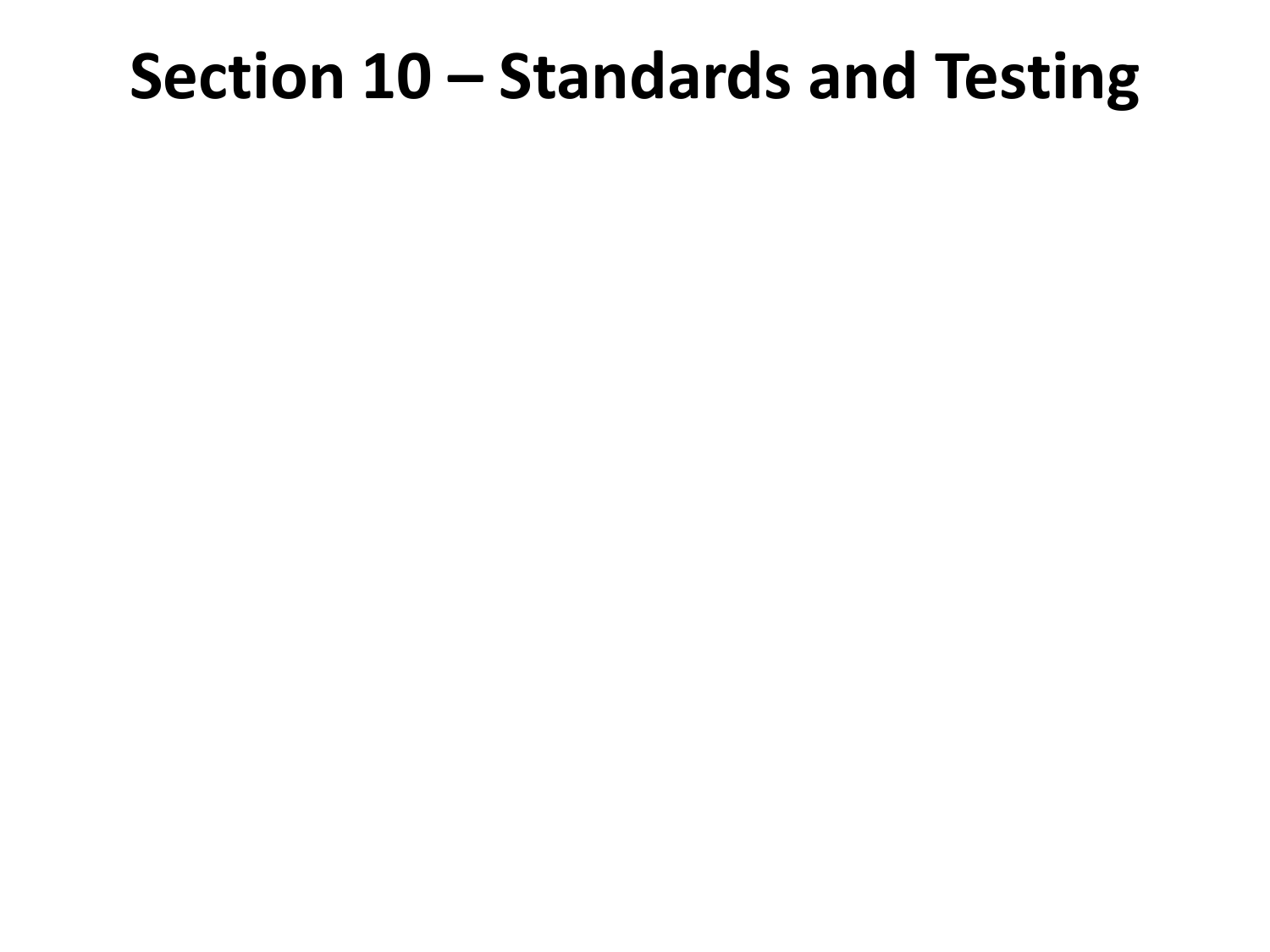# Section 10 – Standards and Testing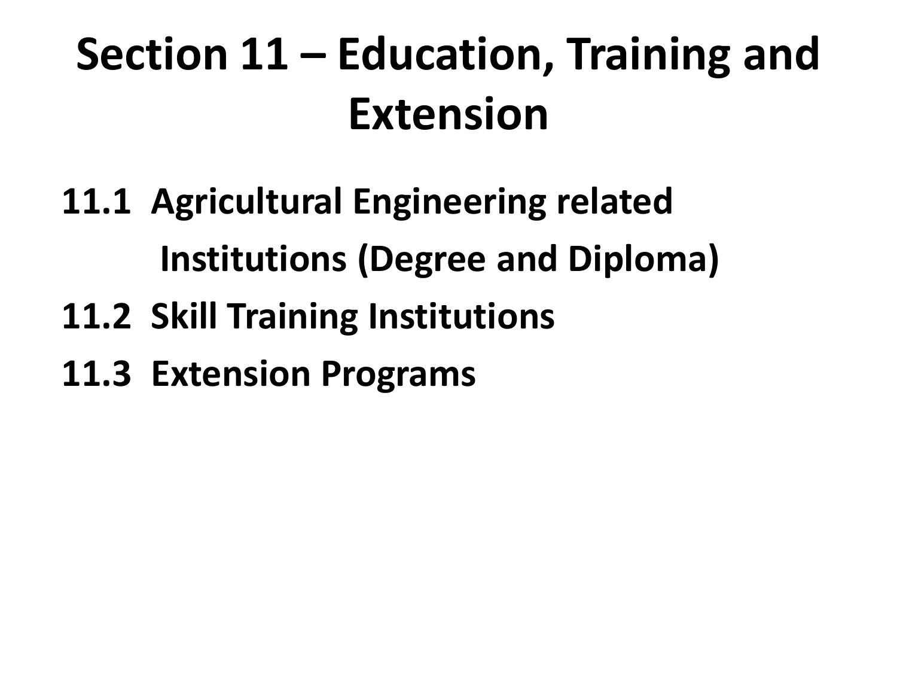# Section 11 – Education, Training and Extension

- **11.1 Agricultural Engineering related Institutions (Degree and Diploma)**
- **11.2 Skill Training Institutions**
- **11.3 Extension Programs**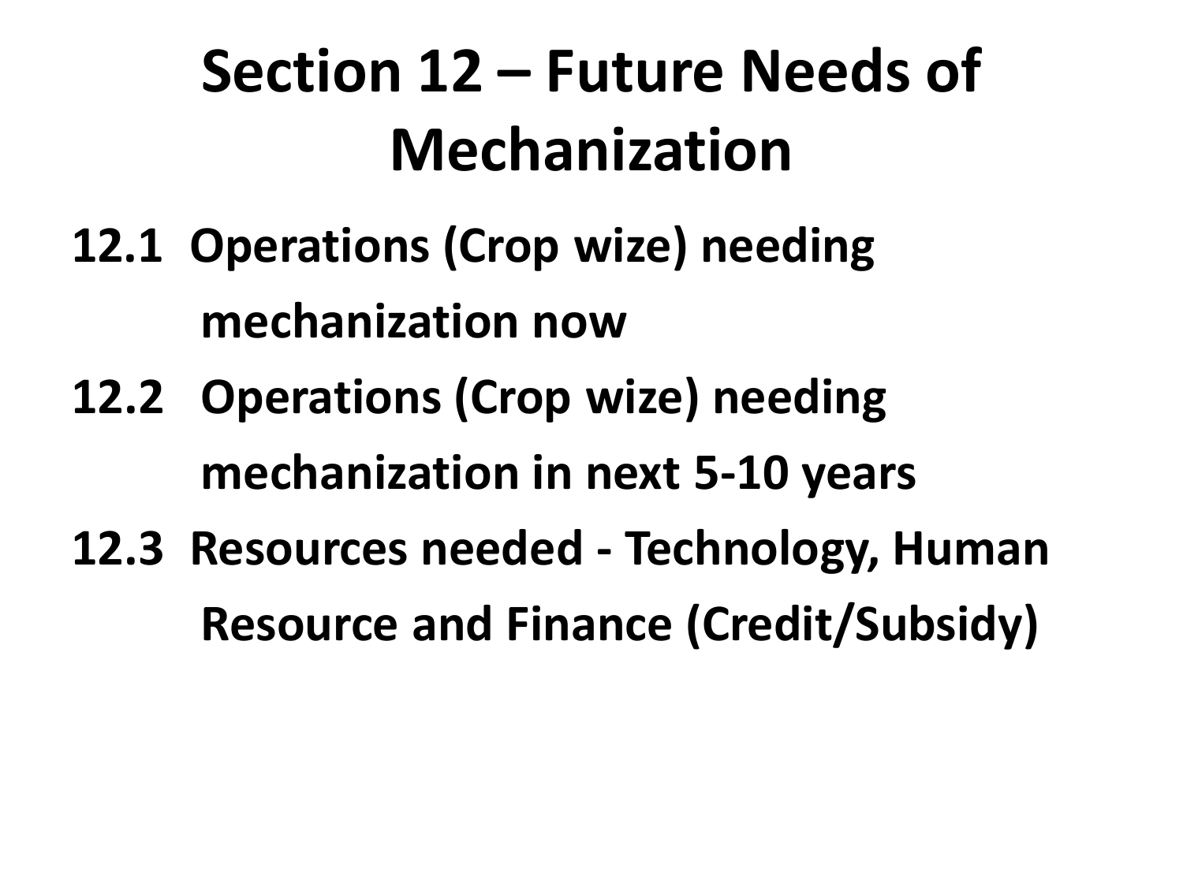# Section 12 – Future Needs of Mechanization

**12.1 Operations (Crop wize) needing mechanization now**

**12.2 Operations (Crop wize) needing mechanization in next 5-10 years**

**12.3 Resources needed - Technology, Human Resource and Finance (Credit/Subsidy)**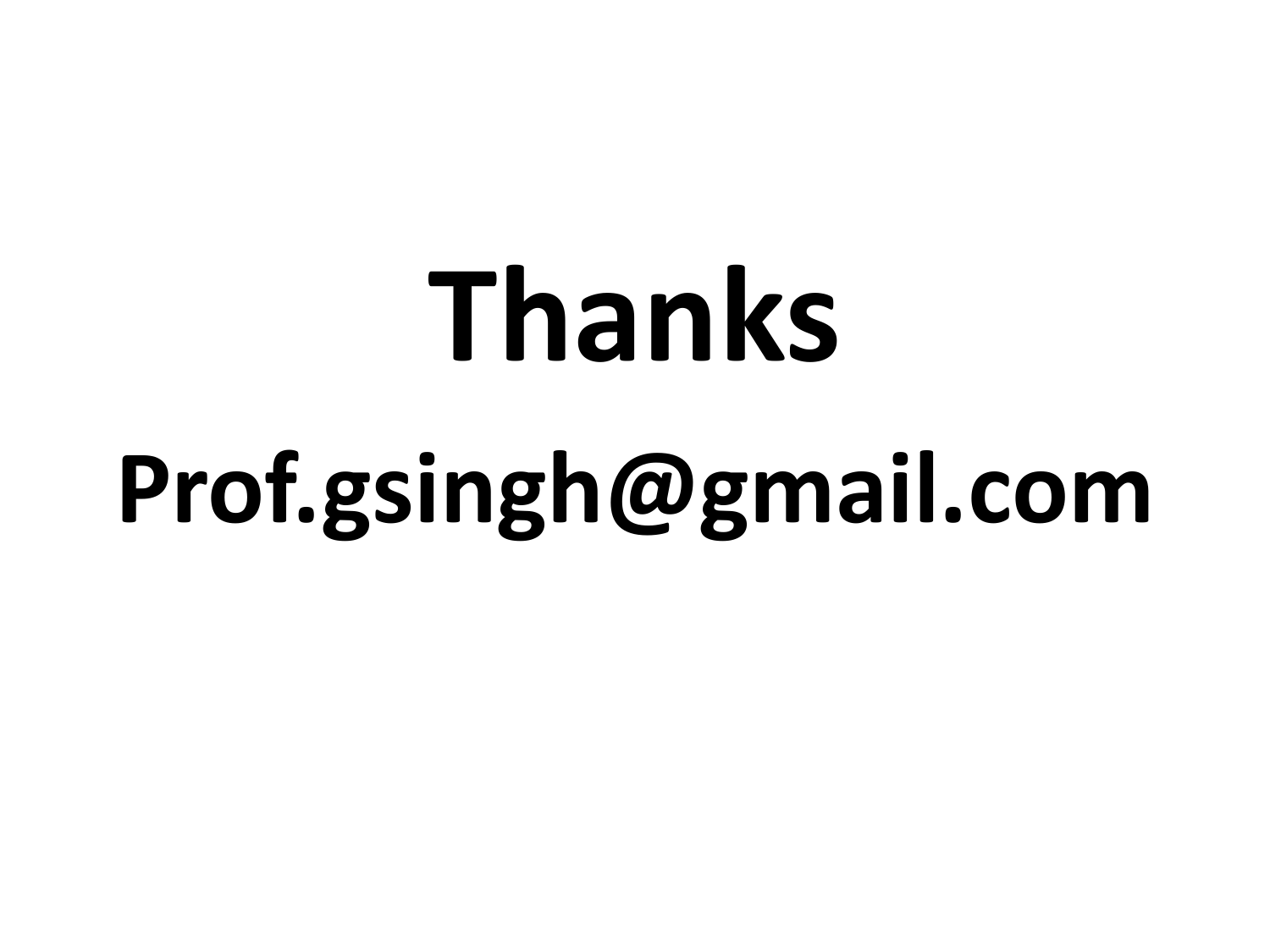# Thanks

**Prof.gsingh@gmail.com**